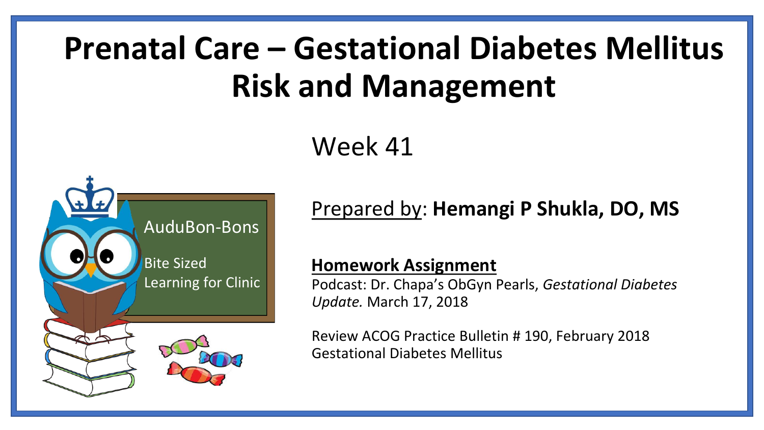# Prenatal Care – Gestational Diabetes Mellitus Risk and Management

Week 41

AuduBon-Bons

Bite Sized Learning for Clinic

Prepared by: **Hemangi P Shukla, DO, MS**

**Homework Assignment**

Podcast: Dr. Chapa's ObGyn Pearls, *Gestational Diabetes Update.* March 17, 2018

Review ACOG Practice Bulletin # 190, February 2018 Gestational Diabetes Mellitus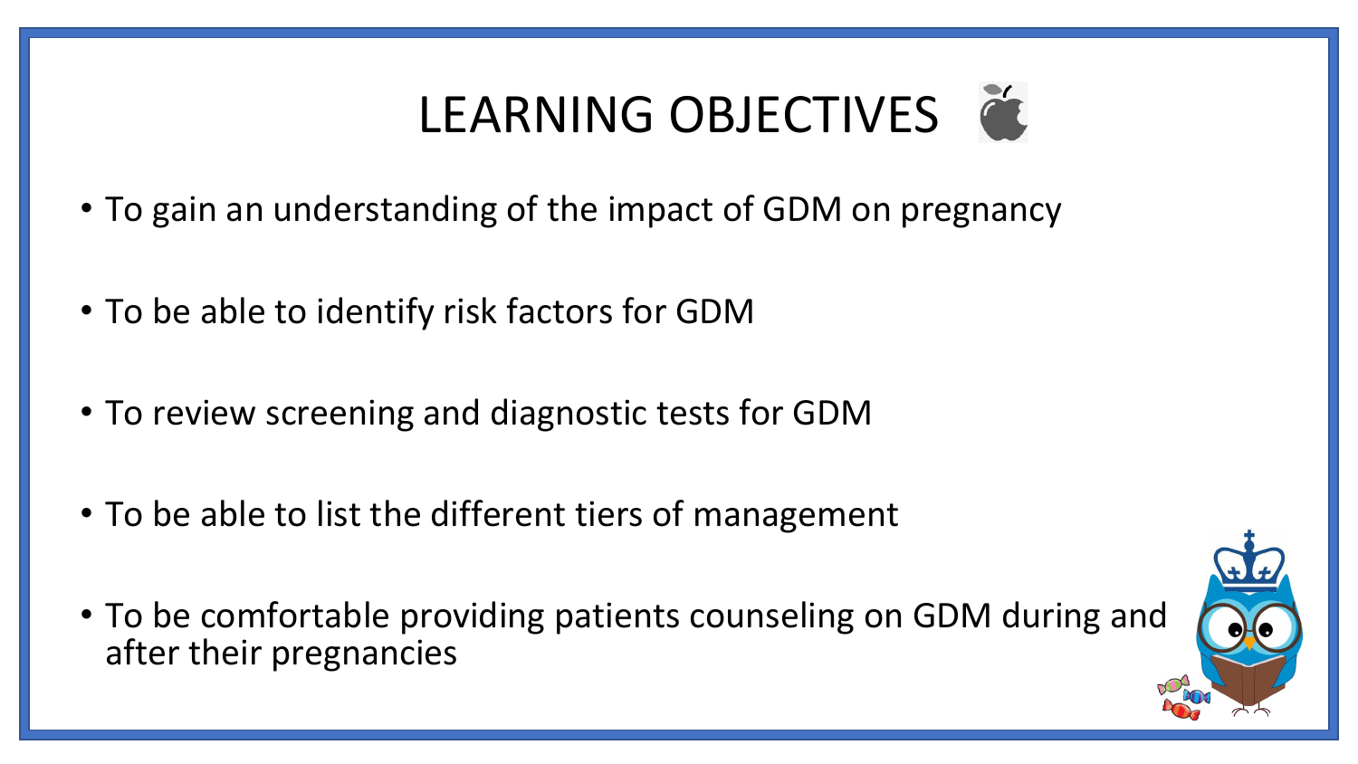# LEARNING OBJECTIVES

- To gain an understanding of the impact of GDM on pregnancy
- To be able to identify risk factors for GDM
- To review screening and diagnostic tests for GDM
- To be able to list the different tiers of management
- To be comfortable providing patients counseling on GDM during and after their pregnancies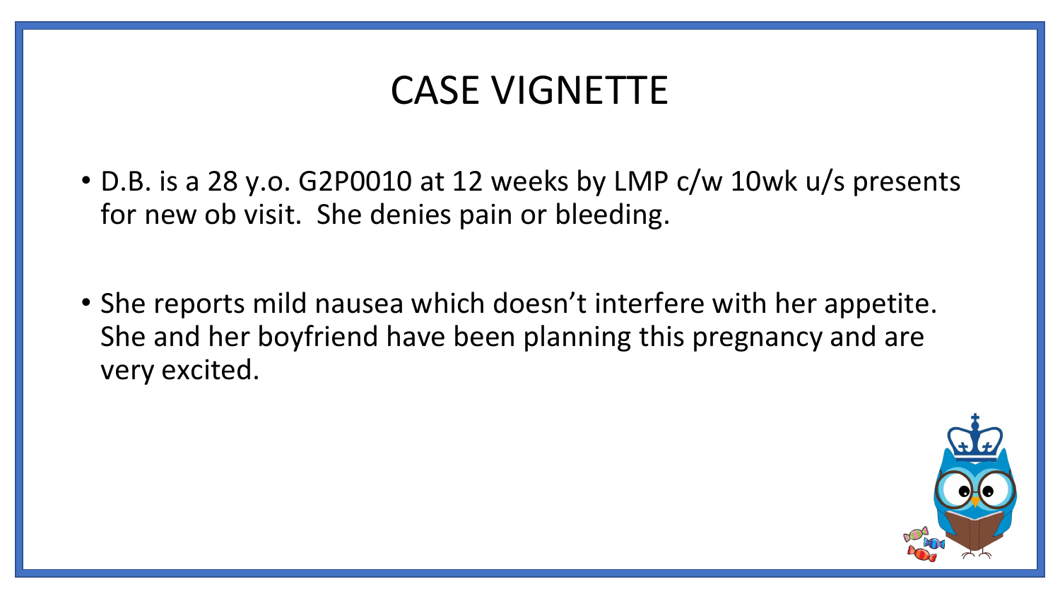# CASE VIGNETTE

- D.B. is a 28 y.o. G2P0010 at 12 weeks by LMP c/w 10wk u/s presents for new ob visit. She denies pain or bleeding.

- She reports mild nausea which doesn't interfere with her appetite. She and her boyfriend have been planning this pregnancy and are very excited.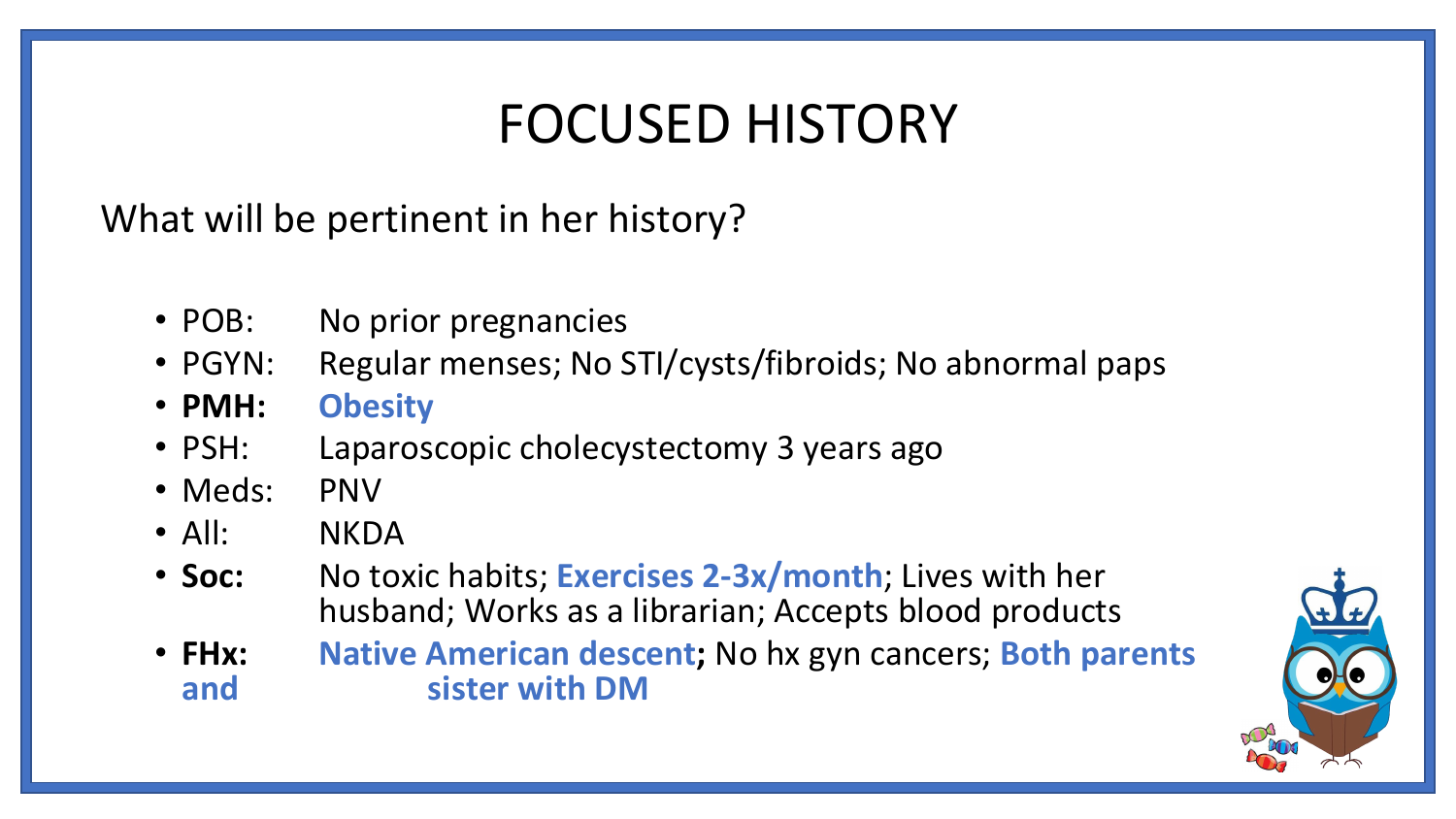# FOCUSED HISTORY

What will be pertinent in her history?

- POB: No prior pregnancies
- PGYN: Regular menses; No STI/cysts/fibroids; No abnormal paps
- **PMH: Obesity**
- PSH: Laparoscopic cholecystectomy 3 years ago
- Meds: PNV
- All: NKDA
- **Soc:** No toxic habits; **Exercises 2-3x/month**; Lives with her husband; Works as a librarian; Accepts blood products
- **FHx:** **Native American descent**; No hx gyn cancers; **Both parents and sister with DM**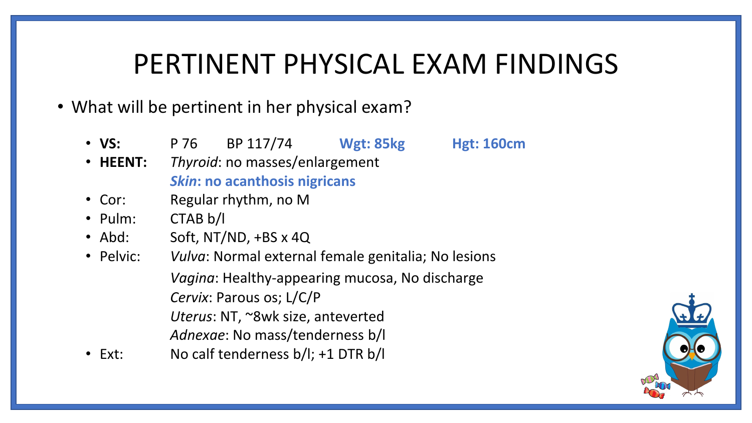# PERTINENT PHYSICAL EXAM FINDINGS

- What will be pertinent in her physical exam?
  - **VS:** P 76 BP 117/74 **Wgt: 85kg** **Hgt: 160cm**
  - **HEENT:** *Thyroid*: no masses/enlargement
    ***Skin*: no acanthosis nigricans**
  - Cor: Regular rhythm, no M
  - Pulm: CTAB b/l
  - Abd: Soft, NT/ND, +BS x 4Q
  - Pelvic: *Vulva*: Normal external female genitalia; No lesions
    *Vagina*: Healthy-appearing mucosa, No discharge
    *Cervix*: Parous os; L/C/P
    *Uterus*: NT, ~8wk size, anteverted
    *Adnexae*: No mass/tenderness b/l
  - Ext: No calf tenderness b/l; +1 DTR b/l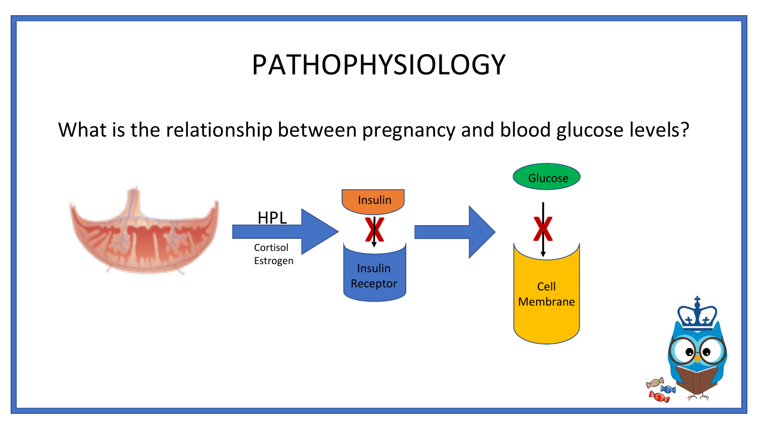# PATHOPHYSIOLOGY

What is the relationship between pregnancy and blood glucose levels?

HPL

Cortisol
Estrogen

Insulin

Insulin Receptor

Glucose

Cell Membrane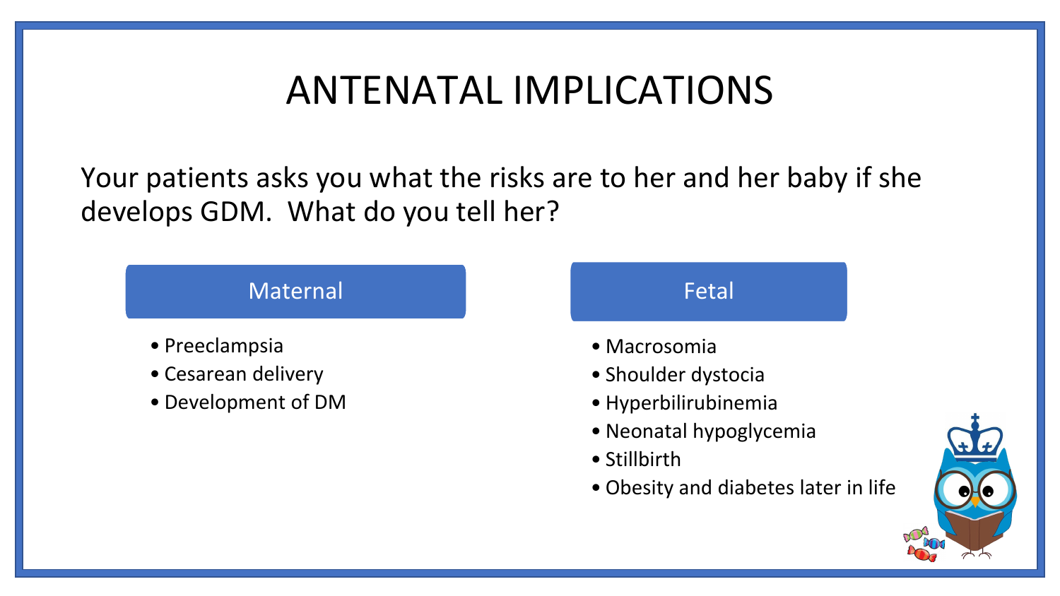# ANTENATAL IMPLICATIONS

Your patients asks you what the risks are to her and her baby if she develops GDM. What do you tell her?

## Maternal

- Preeclampsia
- Cesarean delivery
- Development of DM

## Fetal

- Macrosomia
- Shoulder dystocia
- Hyperbilirubinemia
- Neonatal hypoglycemia
- Stillbirth
- Obesity and diabetes later in life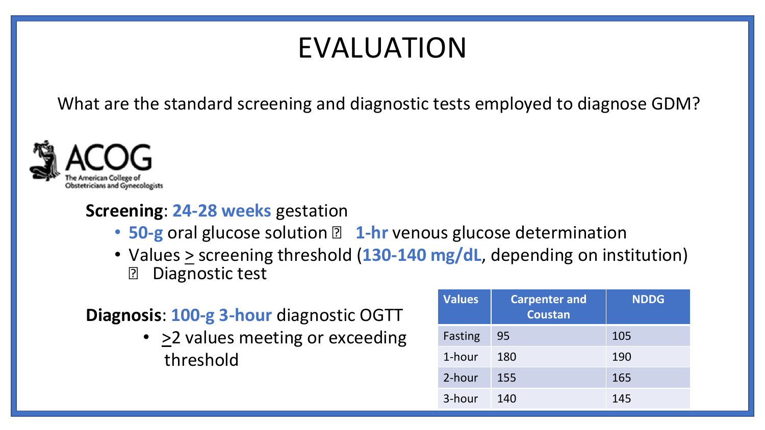# EVALUATION

What are the standard screening and diagnostic tests employed to diagnose GDM?

ACOG
The American College of Obstetricians and Gynecologists

**Screening**: **24-28 weeks** gestation

- **50-g** oral glucose solution → **1-hr** venous glucose determination
- Values ≥ screening threshold (**130-140 mg/dL**, depending on institution) → Diagnostic test

**Diagnosis**: **100-g 3-hour** diagnostic OGTT

- ≥2 values meeting or exceeding threshold

| Values | Carpenter and Coustan | NDDG |
| --- | --- | --- |
| Fasting | 95 | 105 |
| 1-hour | 180 | 190 |
| 2-hour | 155 | 165 |
| 3-hour | 140 | 145 |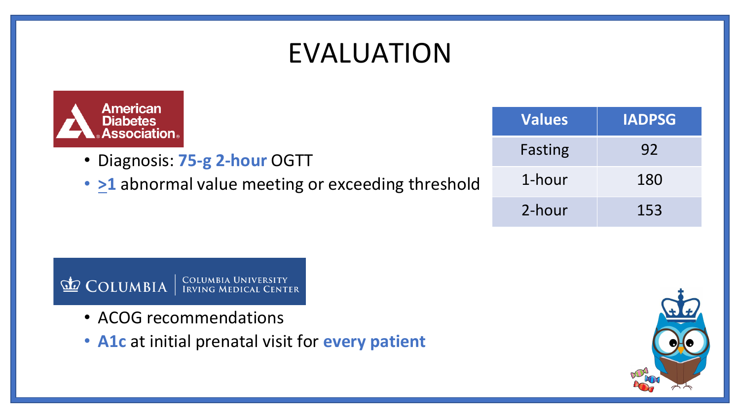# EVALUATION

American Diabetes Association

- Diagnosis: **75-g 2-hour** OGTT
- **≥1** abnormal value meeting or exceeding threshold

| Values | IADPSG |
|---|---|
| Fasting | 92 |
| 1-hour | 180 |
| 2-hour | 153 |

COLUMBIA | COLUMBIA UNIVERSITY IRVING MEDICAL CENTER

- ACOG recommendations
- **A1c** at initial prenatal visit for **every patient**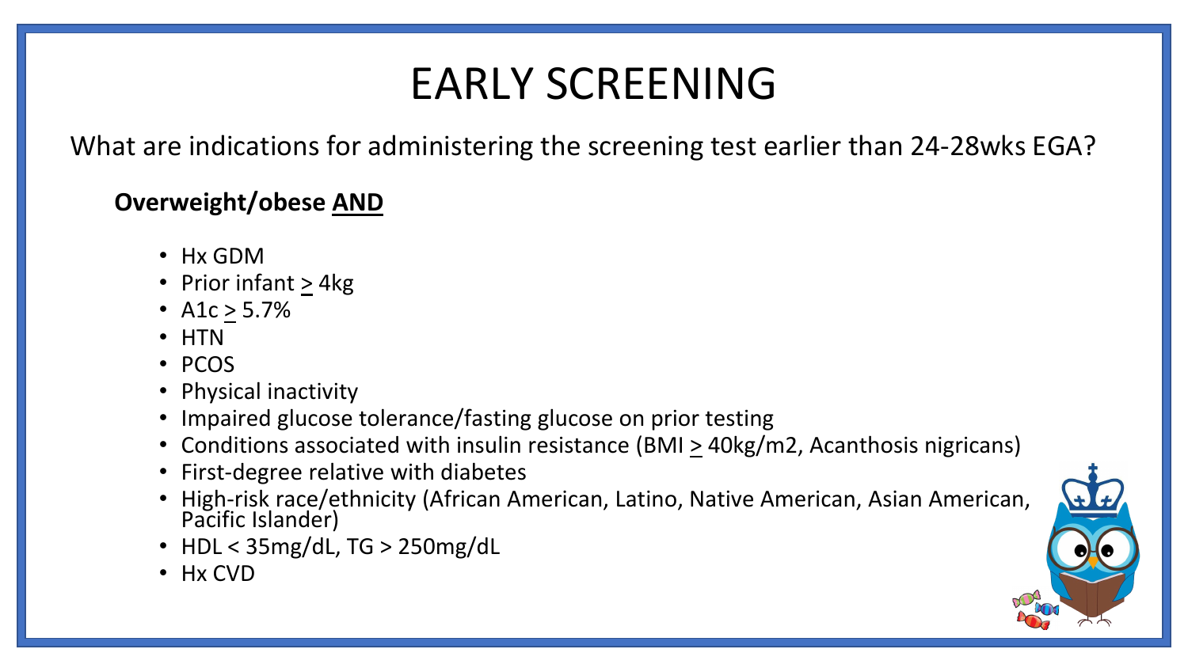# EARLY SCREENING

What are indications for administering the screening test earlier than 24-28wks EGA?

**Overweight/obese AND**

- Hx GDM
- Prior infant ≥ 4kg
- A1c ≥ 5.7%
- HTN
- PCOS
- Physical inactivity
- Impaired glucose tolerance/fasting glucose on prior testing
- Conditions associated with insulin resistance (BMI ≥ 40kg/m2, Acanthosis nigricans)
- First-degree relative with diabetes
- High-risk race/ethnicity (African American, Latino, Native American, Asian American, Pacific Islander)
- HDL < 35mg/dL, TG > 250mg/dL
- Hx CVD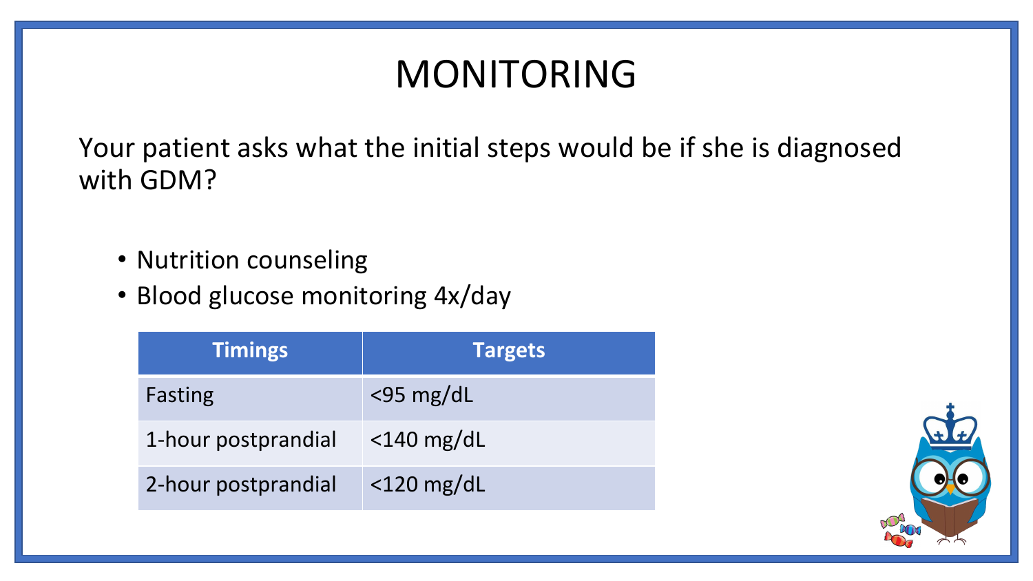# MONITORING

Your patient asks what the initial steps would be if she is diagnosed with GDM?

- Nutrition counseling
- Blood glucose monitoring 4x/day

| Timings | Targets |
| --- | --- |
| Fasting | <95 mg/dL |
| 1-hour postprandial | <140 mg/dL |
| 2-hour postprandial | <120 mg/dL |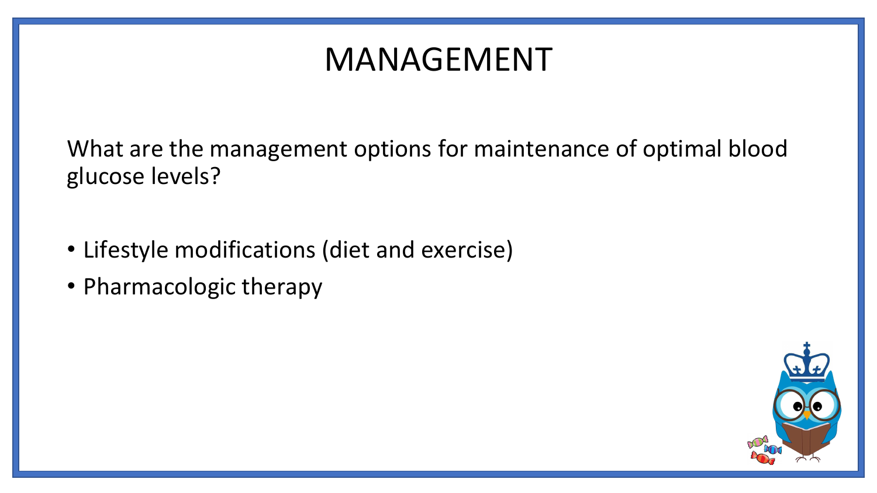# MANAGEMENT

What are the management options for maintenance of optimal blood glucose levels?

- Lifestyle modifications (diet and exercise)
- Pharmacologic therapy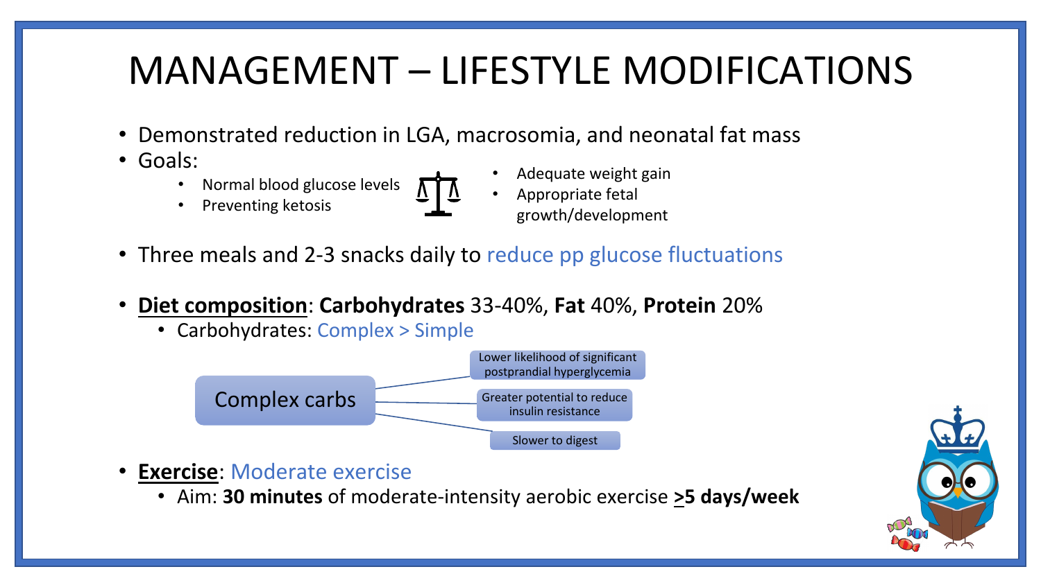# MANAGEMENT – LIFESTYLE MODIFICATIONS

- Demonstrated reduction in LGA, macrosomia, and neonatal fat mass
- Goals:
  - Normal blood glucose levels
  - Preventing ketosis
  - Adequate weight gain
  - Appropriate fetal growth/development
- Three meals and 2-3 snacks daily to reduce pp glucose fluctuations
- **Diet composition**: **Carbohydrates** 33-40%, **Fat** 40%, **Protein** 20%
  - Carbohydrates: Complex > Simple

Complex carbs:
- Lower likelihood of significant postprandial hyperglycemia
- Greater potential to reduce insulin resistance
- Slower to digest

- **Exercise**: Moderate exercise
  - Aim: **30 minutes** of moderate-intensity aerobic exercise **≥5 days/week**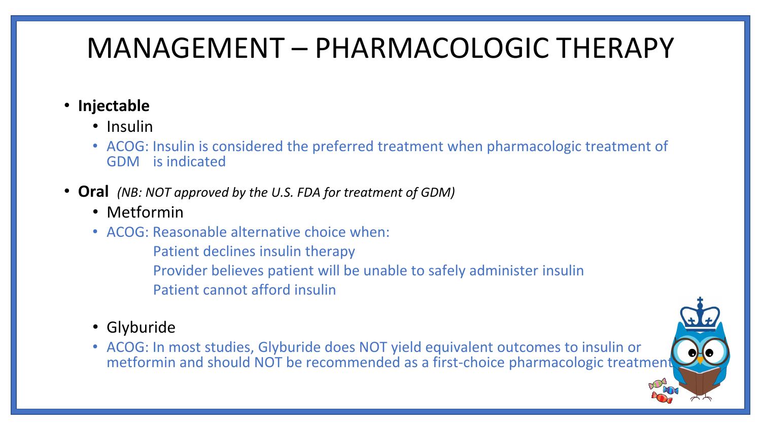# MANAGEMENT – PHARMACOLOGIC THERAPY

- **Injectable**
  - Insulin
  - ACOG: Insulin is considered the preferred treatment when pharmacologic treatment of GDM is indicated
- **Oral** *(NB: NOT approved by the U.S. FDA for treatment of GDM)*
  - Metformin
  - ACOG: Reasonable alternative choice when:
    - Patient declines insulin therapy
    - Provider believes patient will be unable to safely administer insulin
    - Patient cannot afford insulin
  - Glyburide
  - ACOG: In most studies, Glyburide does NOT yield equivalent outcomes to insulin or metformin and should NOT be recommended as a first-choice pharmacologic treatment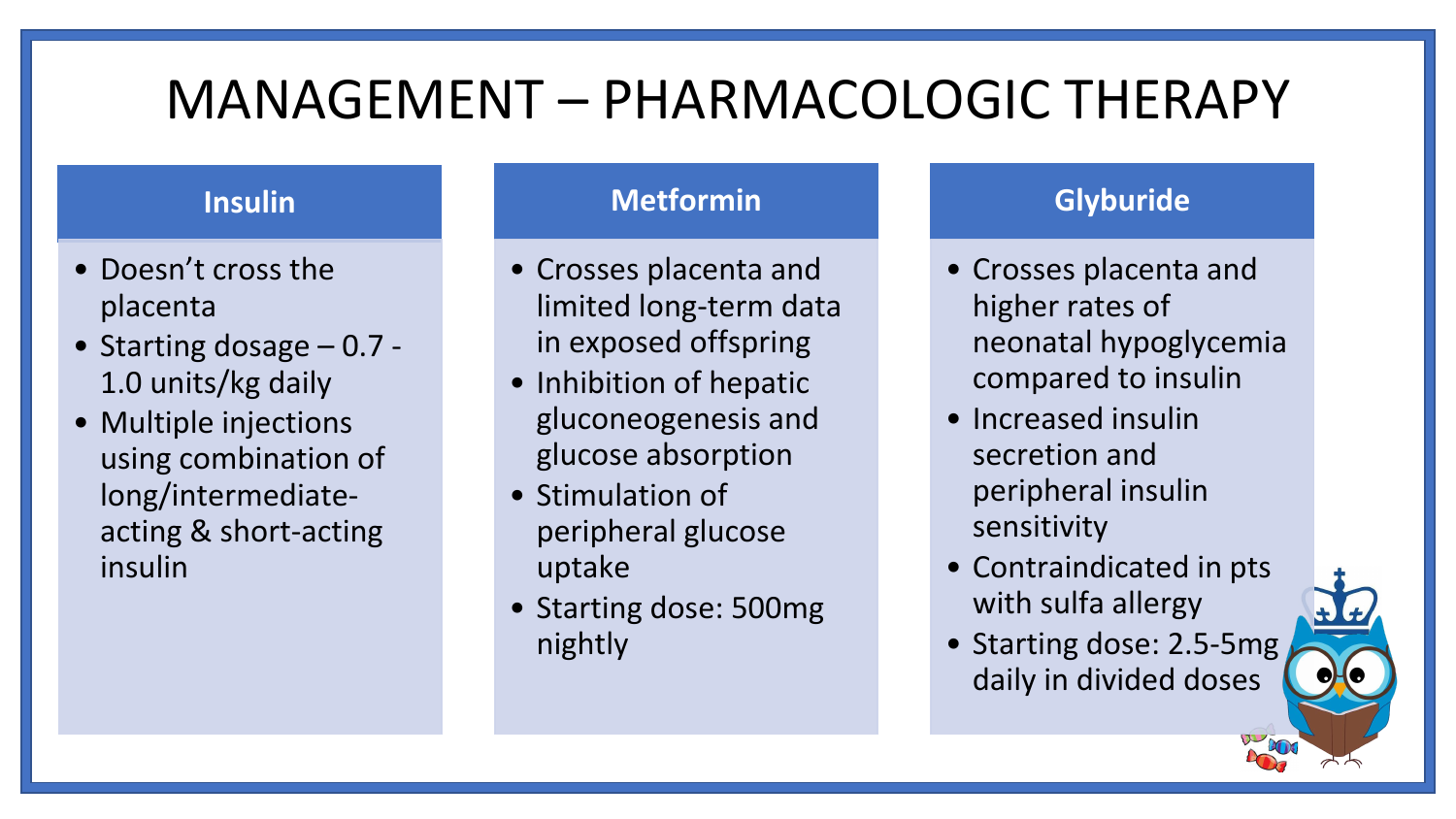# MANAGEMENT – PHARMACOLOGIC THERAPY

### Insulin

- Doesn't cross the placenta
- Starting dosage – 0.7 - 1.0 units/kg daily
- Multiple injections using combination of long/intermediate-acting & short-acting insulin

### Metformin

- Crosses placenta and limited long-term data in exposed offspring
- Inhibition of hepatic gluconeogenesis and glucose absorption
- Stimulation of peripheral glucose uptake
- Starting dose: 500mg nightly

### Glyburide

- Crosses placenta and higher rates of neonatal hypoglycemia compared to insulin
- Increased insulin secretion and peripheral insulin sensitivity
- Contraindicated in pts with sulfa allergy
- Starting dose: 2.5-5mg daily in divided doses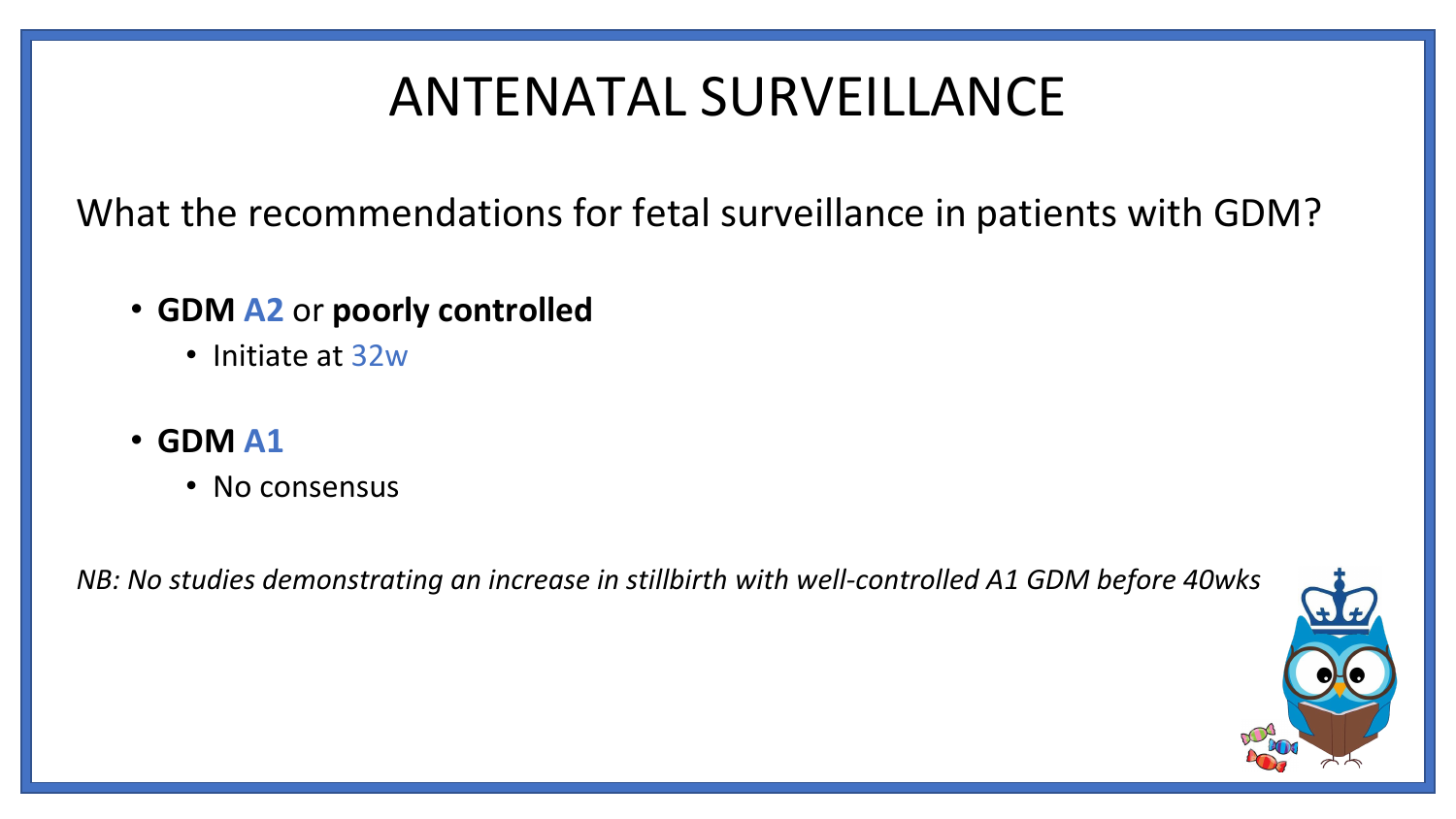# ANTENATAL SURVEILLANCE

What the recommendations for fetal surveillance in patients with GDM?

- **GDM A2** or **poorly controlled**
  - Initiate at 32w
- **GDM A1**
  - No consensus

*NB: No studies demonstrating an increase in stillbirth with well-controlled A1 GDM before 40wks*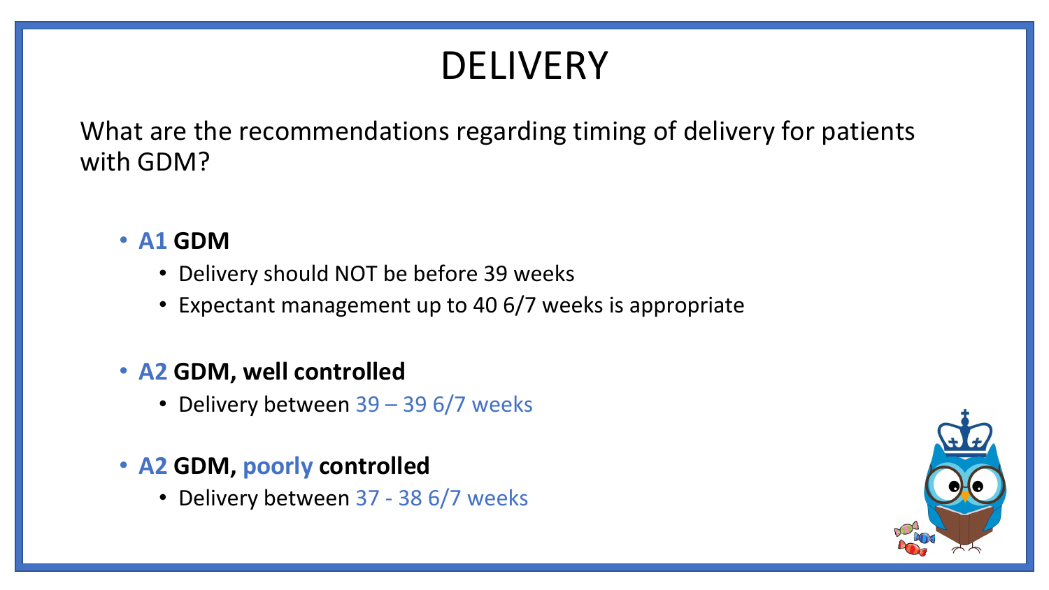# DELIVERY

What are the recommendations regarding timing of delivery for patients with GDM?

- **A1 GDM**
  - Delivery should NOT be before 39 weeks
  - Expectant management up to 40 6/7 weeks is appropriate

- **A2 GDM, well controlled**
  - Delivery between 39 – 39 6/7 weeks

- **A2 GDM, poorly controlled**
  - Delivery between 37 - 38 6/7 weeks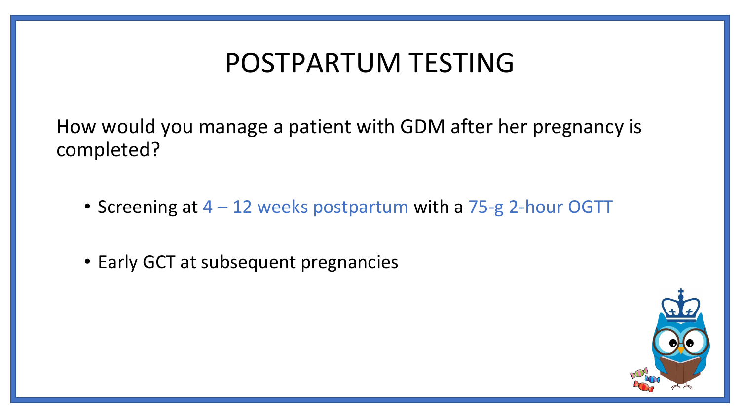# POSTPARTUM TESTING

How would you manage a patient with GDM after her pregnancy is completed?

- Screening at 4 – 12 weeks postpartum with a 75-g 2-hour OGTT
- Early GCT at subsequent pregnancies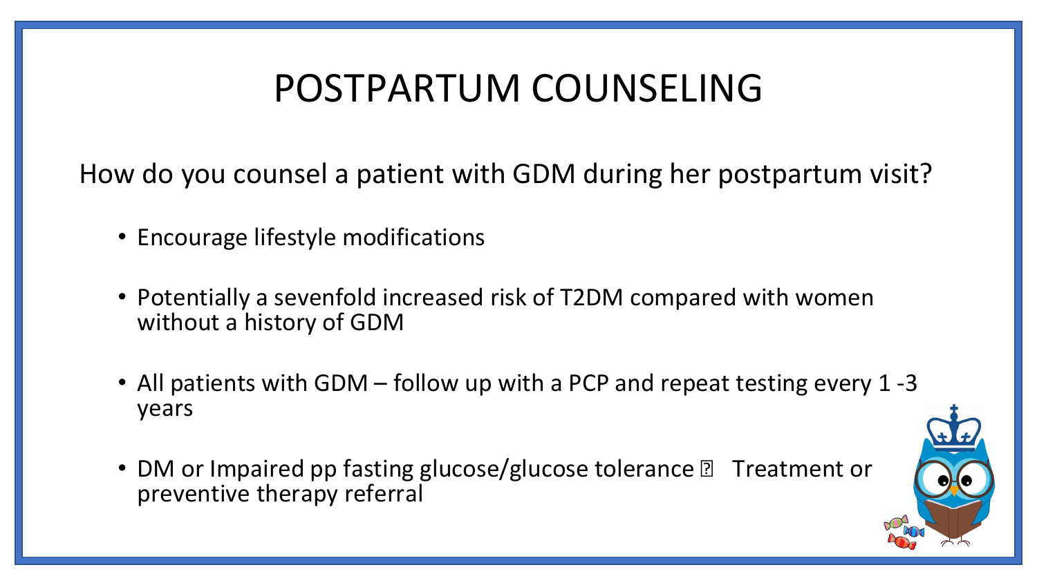# POSTPARTUM COUNSELING

How do you counsel a patient with GDM during her postpartum visit?

- Encourage lifestyle modifications
- Potentially a sevenfold increased risk of T2DM compared with women without a history of GDM
- All patients with GDM – follow up with a PCP and repeat testing every 1 -3 years
- DM or Impaired pp fasting glucose/glucose tolerance → Treatment or preventive therapy referral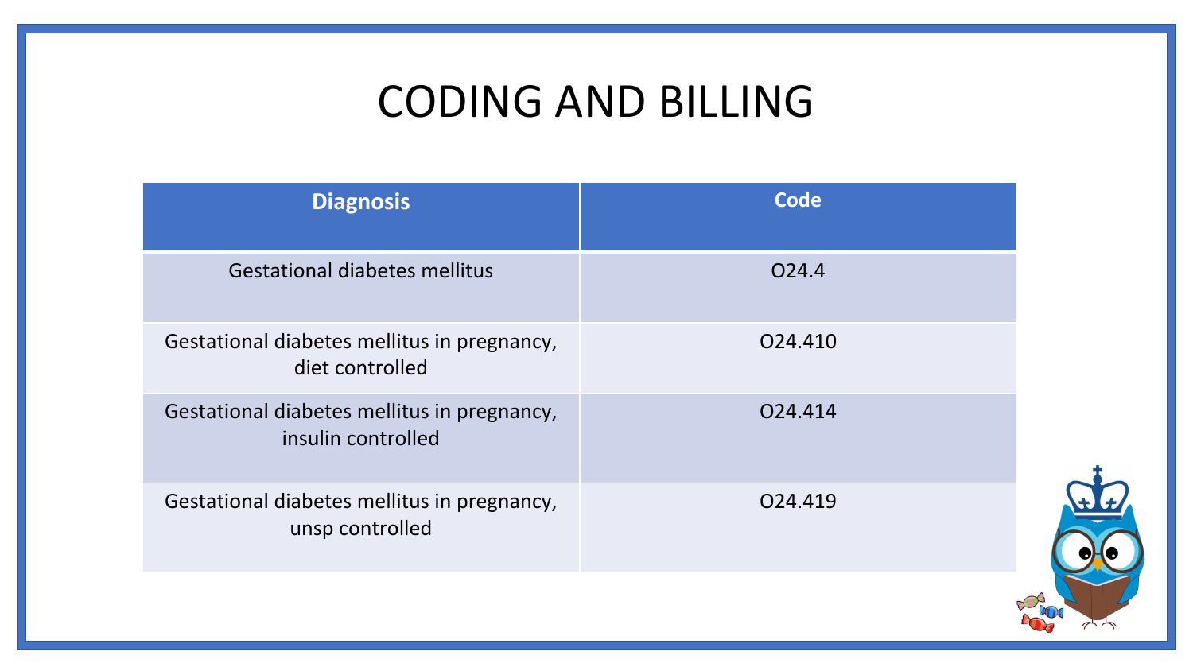# CODING AND BILLING

| Diagnosis | Code |
|---|---|
| Gestational diabetes mellitus | O24.4 |
| Gestational diabetes mellitus in pregnancy, diet controlled | O24.410 |
| Gestational diabetes mellitus in pregnancy, insulin controlled | O24.414 |
| Gestational diabetes mellitus in pregnancy, unsp controlled | O24.419 |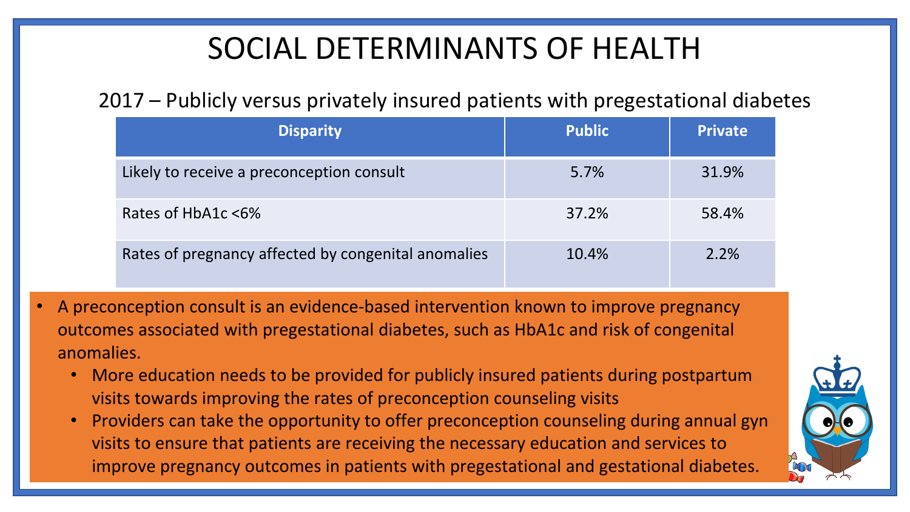# SOCIAL DETERMINANTS OF HEALTH

2017 – Publicly versus privately insured patients with pregestational diabetes

| Disparity | Public | Private |
|---|---|---|
| Likely to receive a preconception consult | 5.7% | 31.9% |
| Rates of HbA1c <6% | 37.2% | 58.4% |
| Rates of pregnancy affected by congenital anomalies | 10.4% | 2.2% |

- A preconception consult is an evidence-based intervention known to improve pregnancy outcomes associated with pregestational diabetes, such as HbA1c and risk of congenital anomalies.
  - More education needs to be provided for publicly insured patients during postpartum visits towards improving the rates of preconception counseling visits
  - Providers can take the opportunity to offer preconception counseling during annual gyn visits to ensure that patients are receiving the necessary education and services to improve pregnancy outcomes in patients with pregestational and gestational diabetes.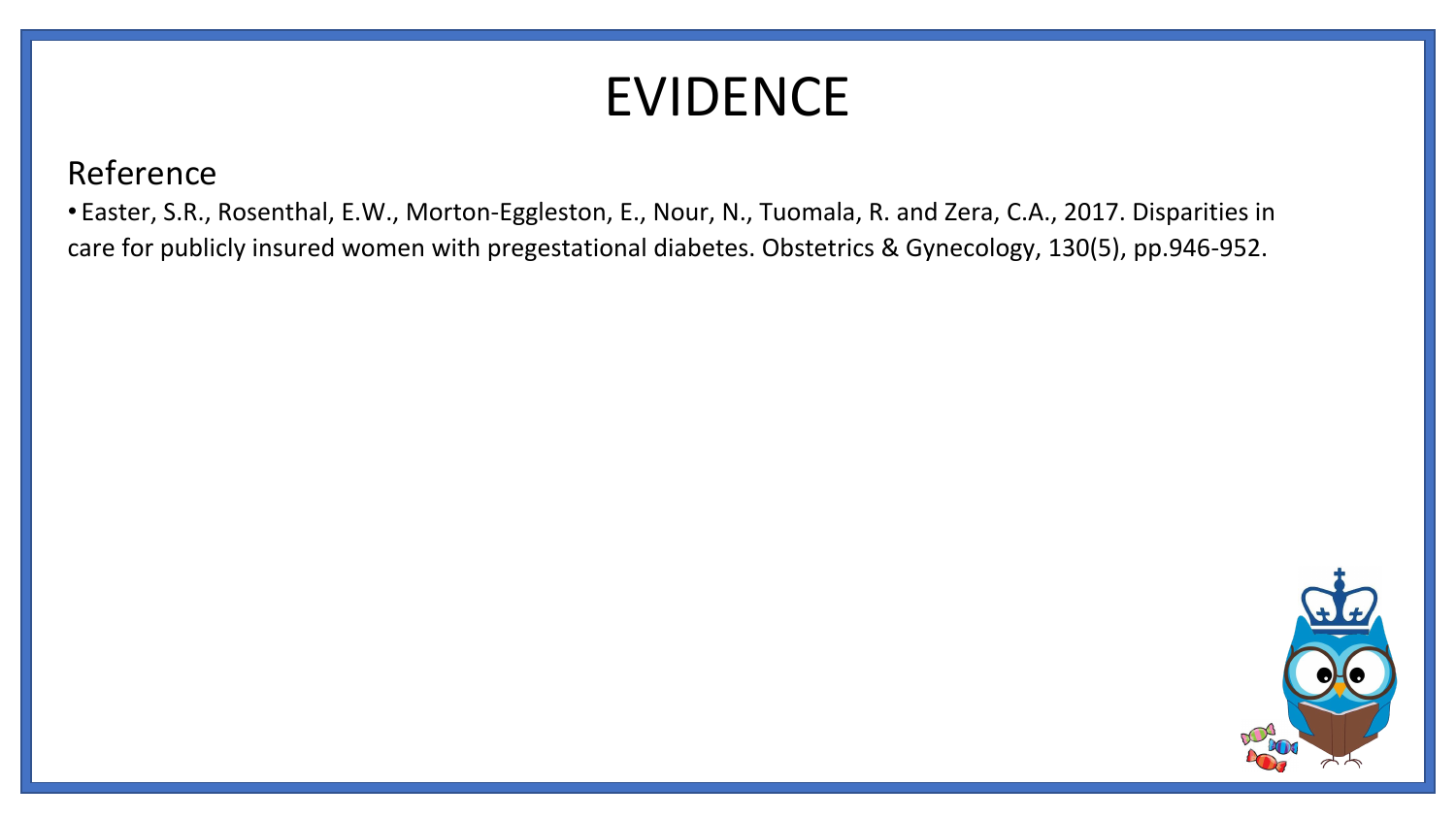# EVIDENCE

## Reference

- Easter, S.R., Rosenthal, E.W., Morton-Eggleston, E., Nour, N., Tuomala, R. and Zera, C.A., 2017. Disparities in care for publicly insured women with pregestational diabetes. Obstetrics & Gynecology, 130(5), pp.946-952.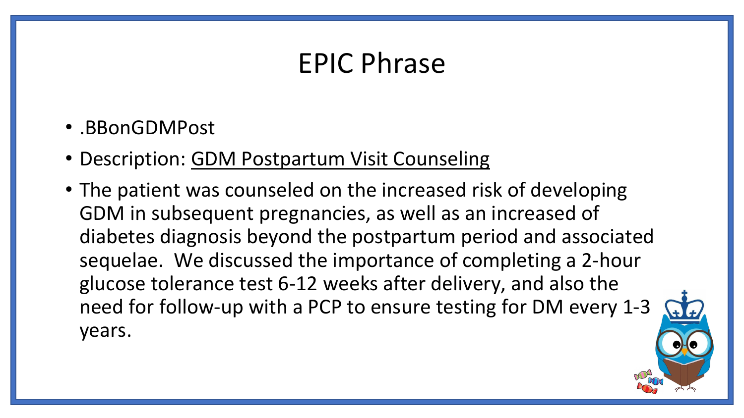# EPIC Phrase

- .BBonGDMPost
- Description: GDM Postpartum Visit Counseling
- The patient was counseled on the increased risk of developing GDM in subsequent pregnancies, as well as an increased of diabetes diagnosis beyond the postpartum period and associated sequelae. We discussed the importance of completing a 2-hour glucose tolerance test 6-12 weeks after delivery, and also the need for follow-up with a PCP to ensure testing for DM every 1-3 years.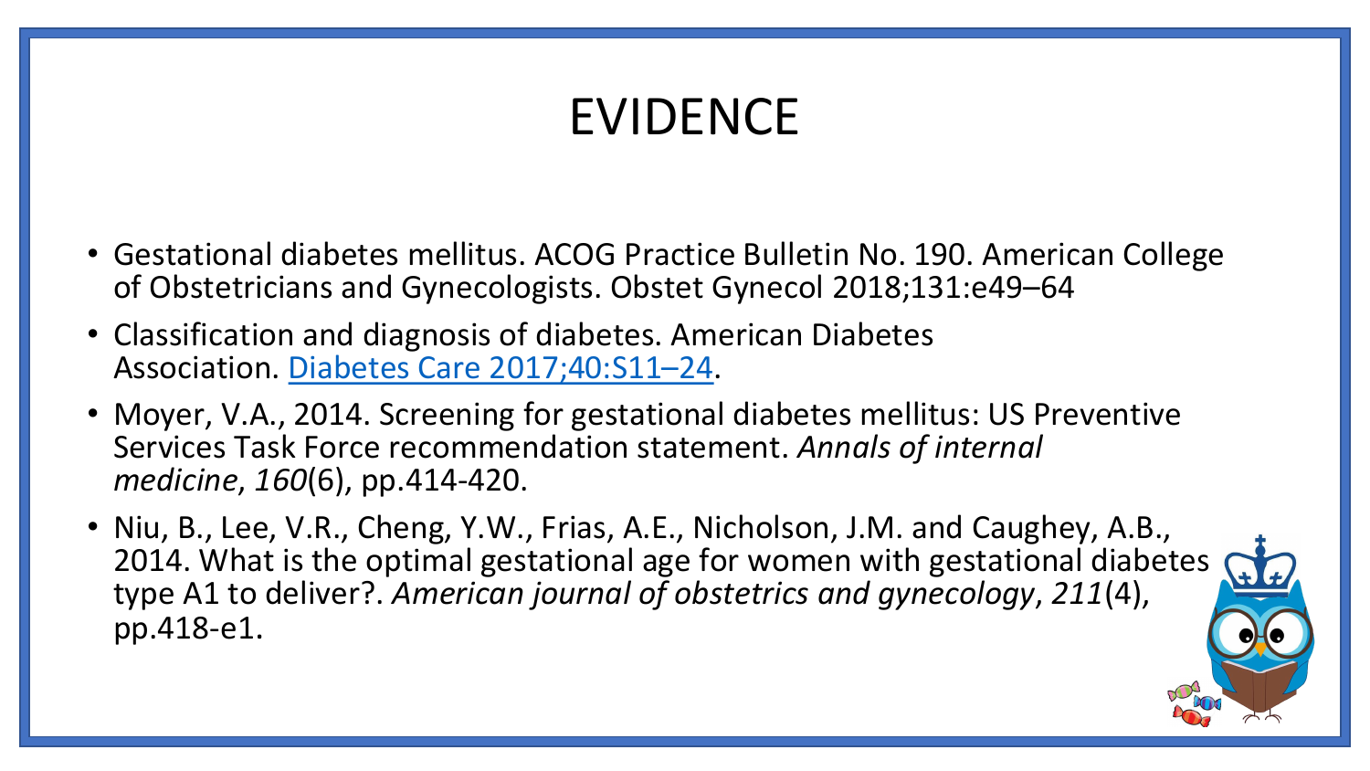# EVIDENCE

- Gestational diabetes mellitus. ACOG Practice Bulletin No. 190. American College of Obstetricians and Gynecologists. Obstet Gynecol 2018;131:e49–64
- Classification and diagnosis of diabetes. American Diabetes Association. Diabetes Care 2017;40:S11–24.
- Moyer, V.A., 2014. Screening for gestational diabetes mellitus: US Preventive Services Task Force recommendation statement. *Annals of internal medicine*, *160*(6), pp.414-420.
- Niu, B., Lee, V.R., Cheng, Y.W., Frias, A.E., Nicholson, J.M. and Caughey, A.B., 2014. What is the optimal gestational age for women with gestational diabetes type A1 to deliver?. *American journal of obstetrics and gynecology*, *211*(4), pp.418-e1.